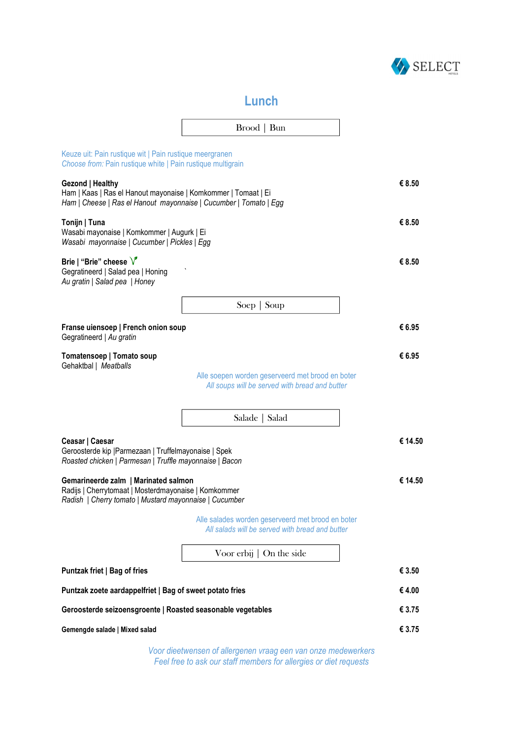SELECT

# Lunch

## Brood | Bun

Keuze uit: Pain rustique wit | Pain rustique meergranen
*Choose from:* Pain rustique white | Pain rustique multigrain

**Gezond | Healthy** — **€ 8.50**
Ham | Kaas | Ras el Hanout mayonaise | Komkommer | Tomaat | Ei
*Ham | Cheese | Ras el Hanout mayonnaise | Cucumber | Tomato | Egg*

**Tonijn | Tuna** — **€ 8.50**
Wasabi mayonaise | Komkommer | Augurk | Ei
*Wasabi mayonnaise | Cucumber | Pickles | Egg*

**Brie | "Brie" cheese** — **€ 8.50**
Gegratineerd | Salad pea | Honing
*Au gratin | Salad pea | Honey*

## Soep | Soup

**Franse uiensoep | French onion soup** — **€ 6.95**
Gegratineerd | *Au gratin*

**Tomatensoep | Tomato soup** — **€ 6.95**
Gehaktbal | *Meatballs*

Alle soepen worden geserveerd met brood en boter
*All soups will be served with bread and butter*

## Salade | Salad

**Ceasar | Caesar** — **€ 14.50**
Geroosterde kip |Parmezaan | Truffelmayonaise | Spek
*Roasted chicken | Parmesan | Truffle mayonnaise | Bacon*

**Gemarineerde zalm | Marinated salmon** — **€ 14.50**
Radijs | Cherrytomaat | Mosterdmayonaise | Komkommer
*Radish | Cherry tomato | Mustard mayonnaise | Cucumber*

Alle salades worden geserveerd met brood en boter
*All salads will be served with bread and butter*

## Voor erbij | On the side

**Puntzak friet | Bag of fries** — **€ 3.50**

**Puntzak zoete aardappelfriet | Bag of sweet potato fries** — **€ 4.00**

**Geroosterde seizoensgroente | Roasted seasonable vegetables** — **€ 3.75**

**Gemengde salade | Mixed salad** — **€ 3.75**

*Voor dieetwensen of allergenen vraag een van onze medewerkers*
*Feel free to ask our staff members for allergies or diet requests*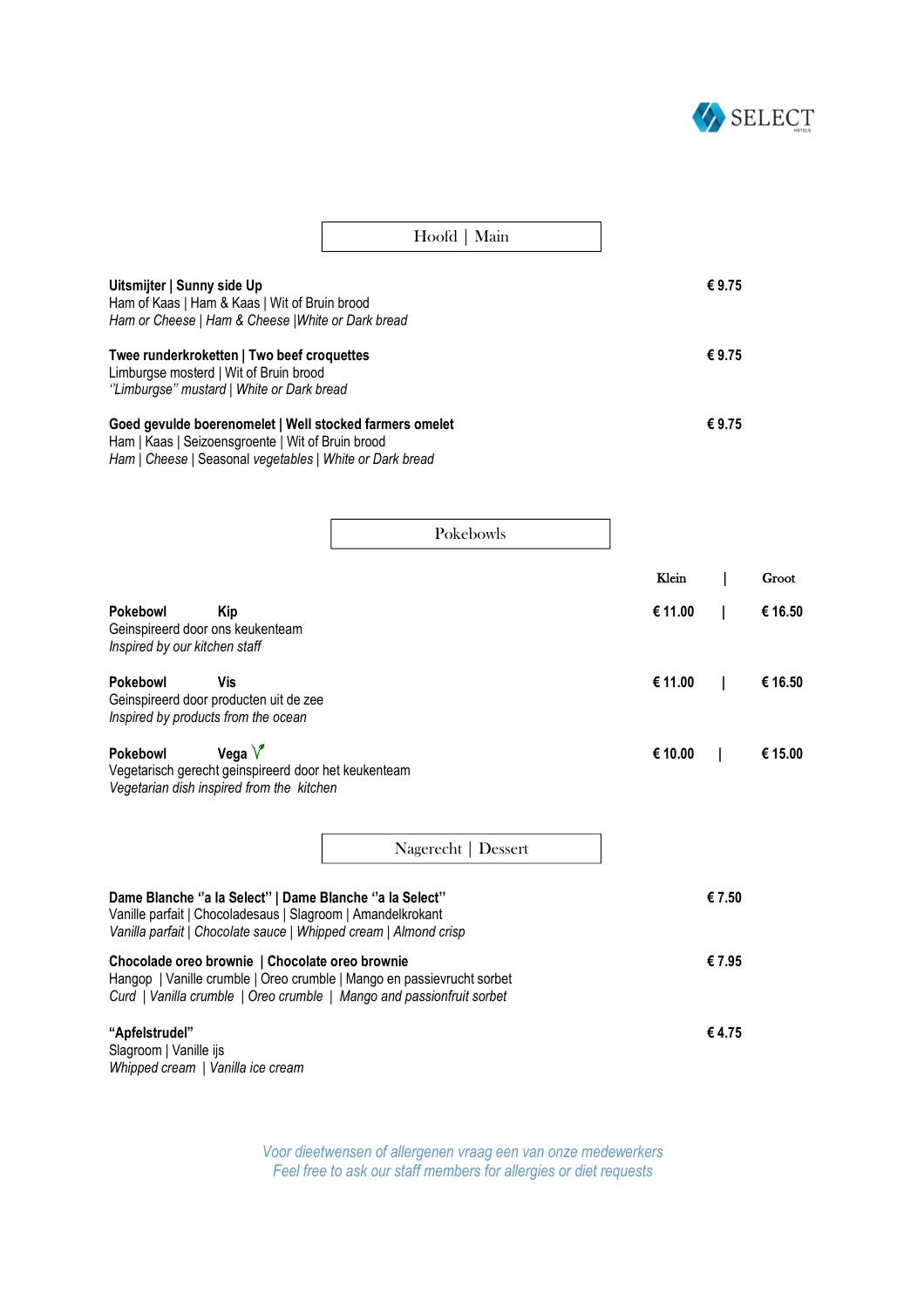SELECT

## Hoofd | Main

**Uitsmijter | Sunny side Up** — **€ 9.75**
Ham of Kaas | Ham & Kaas | Wit of Bruin brood
*Ham or Cheese | Ham & Cheese |White or Dark bread*

**Twee runderkroketten | Two beef croquettes** — **€ 9.75**
Limburgse mosterd | Wit of Bruin brood
*"Limburgse" mustard | White or Dark bread*

**Goed gevulde boerenomelet | Well stocked farmers omelet** — **€ 9.75**
Ham | Kaas | Seizoensgroente | Wit of Bruin brood
*Ham | Cheese | Seasonal vegetables | White or Dark bread*

## Pokebowls

| | Klein | Groot |
|---|---|---|
| **Pokebowl Kip**<br>Geinspireerd door ons keukenteam<br>*Inspired by our kitchen staff* | **€ 11.00** | **€ 16.50** |
| **Pokebowl Vis**<br>Geinspireerd door producten uit de zee<br>*Inspired by products from the ocean* | **€ 11.00** | **€ 16.50** |
| **Pokebowl Vega**<br>Vegetarisch gerecht geinspireerd door het keukenteam<br>*Vegetarian dish inspired from the kitchen* | **€ 10.00** | **€ 15.00** |

## Nagerecht | Dessert

**Dame Blanche "a la Select" | Dame Blanche "a la Select"** — **€ 7.50**
Vanille parfait | Chocoladesaus | Slagroom | Amandelkrokant
*Vanilla parfait | Chocolate sauce | Whipped cream | Almond crisp*

**Chocolade oreo brownie | Chocolate oreo brownie** — **€ 7.95**
Hangop | Vanille crumble | Oreo crumble | Mango en passievrucht sorbet
*Curd | Vanilla crumble | Oreo crumble | Mango and passionfruit sorbet*

**"Apfelstrudel"** — **€ 4.75**
Slagroom | Vanille ijs
*Whipped cream | Vanilla ice cream*

*Voor dieetwensen of allergenen vraag een van onze medewerkers*
*Feel free to ask our staff members for allergies or diet requests*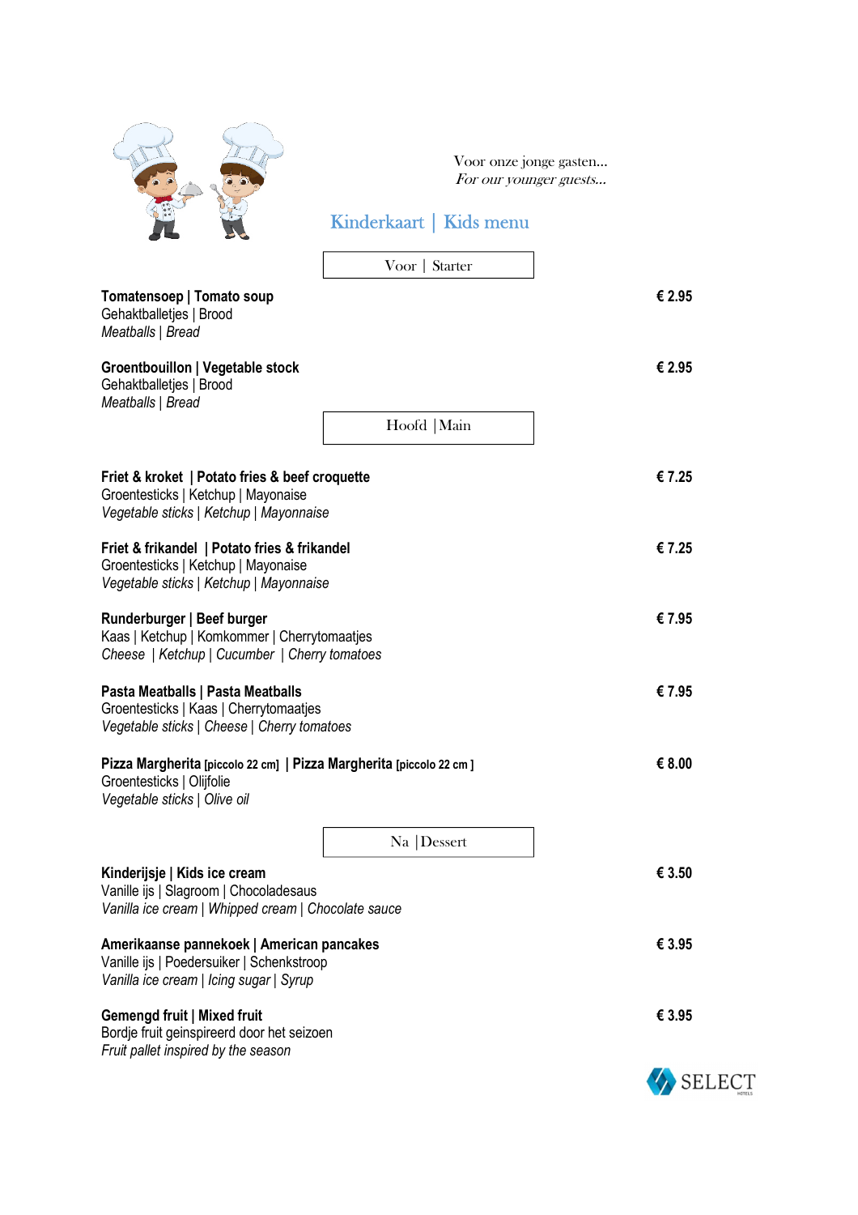Voor onze jonge gasten...
*For our younger guests...*

# Kinderkaart | Kids menu

## Voor | Starter

**Tomatensoep | Tomato soup** — **€ 2.95**
Gehaktballetjes | Brood
*Meatballs | Bread*

**Groentbouillon | Vegetable stock** — **€ 2.95**
Gehaktballetjes | Brood
*Meatballs | Bread*

## Hoofd | Main

**Friet & kroket | Potato fries & beef croquette** — **€ 7.25**
Groentesticks | Ketchup | Mayonaise
*Vegetable sticks | Ketchup | Mayonnaise*

**Friet & frikandel | Potato fries & frikandel** — **€ 7.25**
Groentesticks | Ketchup | Mayonaise
*Vegetable sticks | Ketchup | Mayonnaise*

**Runderburger | Beef burger** — **€ 7.95**
Kaas | Ketchup | Komkommer | Cherrytomaatjes
*Cheese | Ketchup | Cucumber | Cherry tomatoes*

**Pasta Meatballs | Pasta Meatballs** — **€ 7.95**
Groentesticks | Kaas | Cherrytomaatjes
*Vegetable sticks | Cheese | Cherry tomatoes*

**Pizza Margherita [piccolo 22 cm] | Pizza Margherita [piccolo 22 cm ]** — **€ 8.00**
Groentesticks | Olijfolie
*Vegetable sticks | Olive oil*

## Na | Dessert

**Kinderijsje | Kids ice cream** — **€ 3.50**
Vanille ijs | Slagroom | Chocoladesaus
*Vanilla ice cream | Whipped cream | Chocolate sauce*

**Amerikaanse pannekoek | American pancakes** — **€ 3.95**
Vanille ijs | Poedersuiker | Schenkstroop
*Vanilla ice cream | Icing sugar | Syrup*

**Gemengd fruit | Mixed fruit** — **€ 3.95**
Bordje fruit geinspireerd door het seizoen
*Fruit pallet inspired by the season*

SELECT HOTELS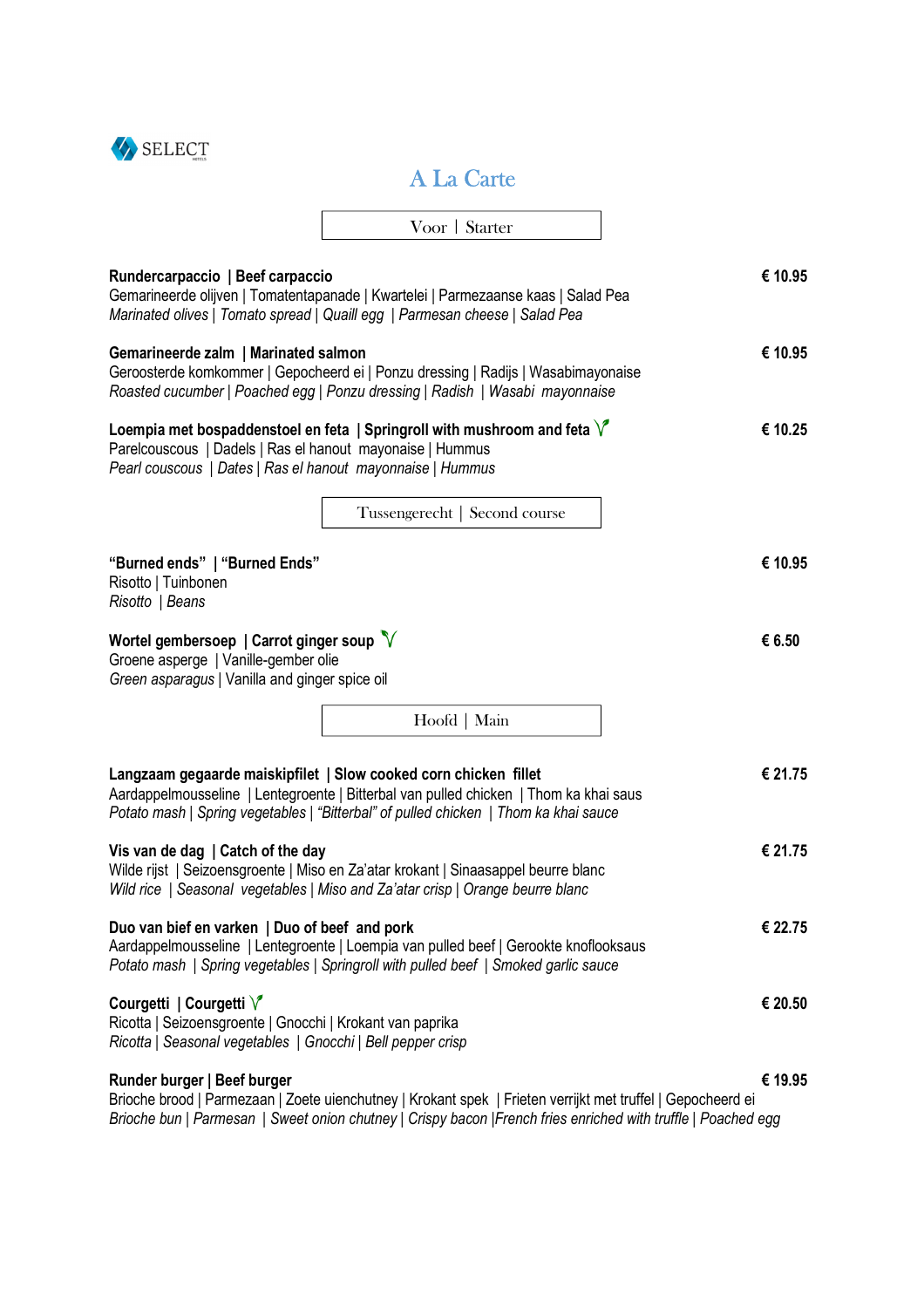SELECT

# A La Carte

## Voor | Starter

**Rundercarpaccio | Beef carpaccio** — € 10.95
Gemarineerde olijven | Tomatentapanade | Kwartelei | Parmezaanse kaas | Salad Pea
*Marinated olives | Tomato spread | Quaill egg | Parmesan cheese | Salad Pea*

**Gemarineerde zalm | Marinated salmon** — € 10.95
Geroosterde komkommer | Gepocheerd ei | Ponzu dressing | Radijs | Wasabimayonaise
*Roasted cucumber | Poached egg | Ponzu dressing | Radish | Wasabi mayonnaise*

**Loempia met bospaddenstoel en feta | Springroll with mushroom and feta** — € 10.25
Parelcouscous | Dadels | Ras el hanout mayonaise | Hummus
*Pearl couscous | Dates | Ras el hanout mayonnaise | Hummus*

## Tussengerecht | Second course

**"Burned ends" | "Burned Ends"** — € 10.95
Risotto | Tuinbonen
*Risotto | Beans*

**Wortel gembersoep | Carrot ginger soup** — € 6.50
Groene asperge | Vanille-gember olie
*Green asparagus* | Vanilla and ginger spice oil

## Hoofd | Main

**Langzaam gegaarde maiskipfilet | Slow cooked corn chicken fillet** — € 21.75
Aardappelmousseline | Lentegroente | Bitterbal van pulled chicken | Thom ka khai saus
*Potato mash | Spring vegetables | "Bitterbal" of pulled chicken | Thom ka khai sauce*

**Vis van de dag | Catch of the day** — € 21.75
Wilde rijst | Seizoensgroente | Miso en Za'atar krokant | Sinaasappel beurre blanc
*Wild rice | Seasonal vegetables | Miso and Za'atar crisp | Orange beurre blanc*

**Duo van bief en varken | Duo of beef and pork** — € 22.75
Aardappelmousseline | Lentegroente | Loempia van pulled beef | Gerookte knoflooksaus
*Potato mash | Spring vegetables | Springroll with pulled beef | Smoked garlic sauce*

**Courgetti | Courgetti** — € 20.50
Ricotta | Seizoensgroente | Gnocchi | Krokant van paprika
*Ricotta | Seasonal vegetables | Gnocchi | Bell pepper crisp*

**Runder burger | Beef burger** — € 19.95
Brioche brood | Parmezaan | Zoete uienchutney | Krokant spek | Frieten verrijkt met truffel | Gepocheerd ei
*Brioche bun | Parmesan | Sweet onion chutney | Crispy bacon |French fries enriched with truffle | Poached egg*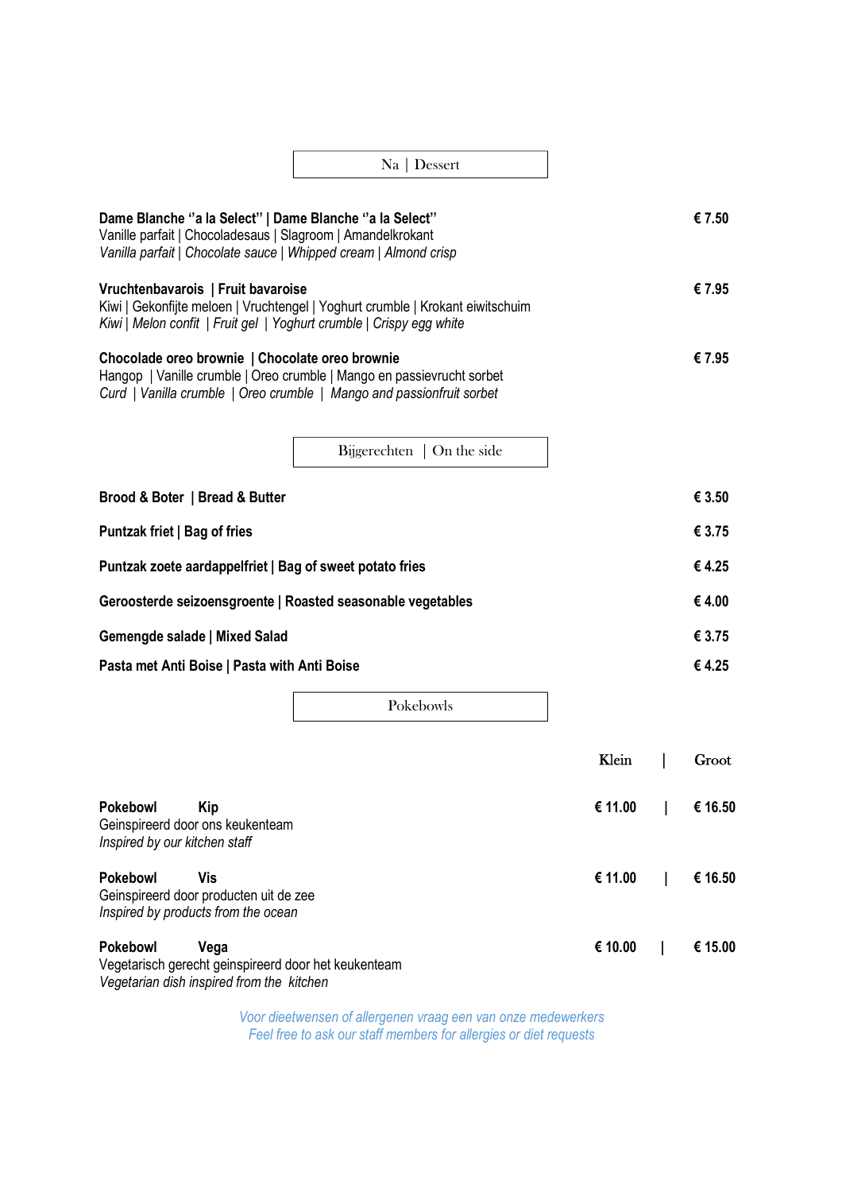## Na | Dessert

**Dame Blanche "a la Select" | Dame Blanche "a la Select"** — **€ 7.50**
Vanille parfait | Chocoladesaus | Slagroom | Amandelkrokant
*Vanilla parfait | Chocolate sauce | Whipped cream | Almond crisp*

**Vruchtenbavarois | Fruit bavaroise** — **€ 7.95**
Kiwi | Gekonfijte meloen | Vruchtengel | Yoghurt crumble | Krokant eiwitschuim
*Kiwi | Melon confit | Fruit gel | Yoghurt crumble | Crispy egg white*

**Chocolade oreo brownie | Chocolate oreo brownie** — **€ 7.95**
Hangop | Vanille crumble | Oreo crumble | Mango en passievrucht sorbet
*Curd | Vanilla crumble | Oreo crumble | Mango and passionfruit sorbet*

## Bijgerechten | On the side

| | |
|---|---|
| **Brood & Boter \| Bread & Butter** | **€ 3.50** |
| **Puntzak friet \| Bag of fries** | **€ 3.75** |
| **Puntzak zoete aardappelfriet \| Bag of sweet potato fries** | **€ 4.25** |
| **Geroosterde seizoensgroente \| Roasted seasonable vegetables** | **€ 4.00** |
| **Gemengde salade \| Mixed Salad** | **€ 3.75** |
| **Pasta met Anti Boise \| Pasta with Anti Boise** | **€ 4.25** |

## Pokebowls

| | Klein | Groot |
|---|---|---|
| **Pokebowl Kip**<br>Geinspireerd door ons keukenteam<br>*Inspired by our kitchen staff* | **€ 11.00** | **€ 16.50** |
| **Pokebowl Vis**<br>Geinspireerd door producten uit de zee<br>*Inspired by products from the ocean* | **€ 11.00** | **€ 16.50** |
| **Pokebowl Vega**<br>Vegetarisch gerecht geinspireerd door het keukenteam<br>*Vegetarian dish inspired from the kitchen* | **€ 10.00** | **€ 15.00** |

*Voor dieetwensen of allergenen vraag een van onze medewerkers*
*Feel free to ask our staff members for allergies or diet requests*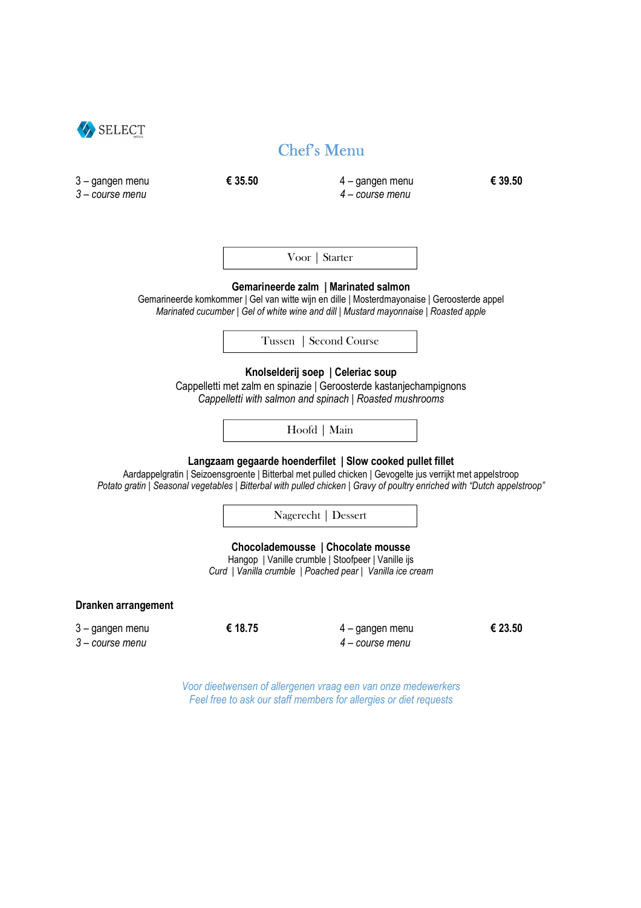SELECT

# Chef's Menu

| | | | |
|---|---|---|---|
| 3 – gangen menu<br>*3 – course menu* | **€ 35.50** | 4 – gangen menu<br>*4 – course menu* | **€ 39.50** |

## Voor | Starter

**Gemarineerde zalm | Marinated salmon**

Gemarineerde komkommer | Gel van witte wijn en dille | Mosterdmayonaise | Geroosterde appel

*Marinated cucumber | Gel of white wine and dill | Mustard mayonnaise | Roasted apple*

## Tussen | Second Course

**Knolselderij soep | Celeriac soup**

Cappelletti met zalm en spinazie | Geroosterde kastanjechampignons

*Cappelletti with salmon and spinach | Roasted mushrooms*

## Hoofd | Main

**Langzaam gegaarde hoenderfilet | Slow cooked pullet fillet**

Aardappelgratin | Seizoensgroente | Bitterbal met pulled chicken | Gevogelte jus verrijkt met appelstroop

*Potato gratin | Seasonal vegetables | Bitterbal with pulled chicken | Gravy of poultry enriched with "Dutch appelstroop"*

## Nagerecht | Dessert

**Chocolademousse | Chocolate mousse**

Hangop | Vanille crumble | Stoofpeer | Vanille ijs

*Curd | Vanilla crumble | Poached pear | Vanilla ice cream*

**Dranken arrangement**

| | | | |
|---|---|---|---|
| 3 – gangen menu<br>*3 – course menu* | **€ 18.75** | 4 – gangen menu<br>*4 – course menu* | **€ 23.50** |

*Voor dieetwensen of allergenen vraag een van onze medewerkers*

*Feel free to ask our staff members for allergies or diet requests*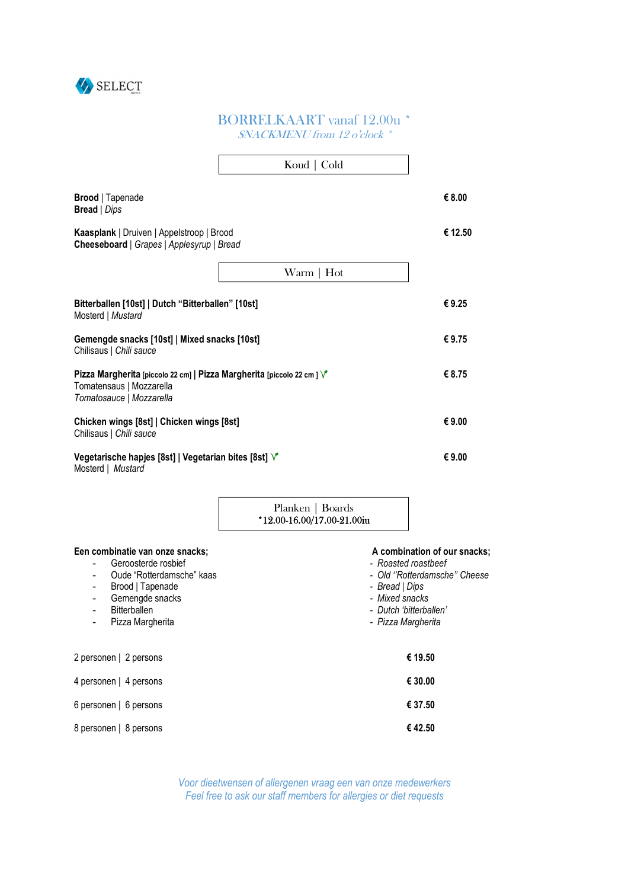SELECT

# BORRELKAART vanaf 12.00u *

*SNACKMENU from 12 o'clock **

## Koud | Cold

| | |
|---|---|
| **Brood** \| Tapenade<br>**Bread** \| *Dips* | **€ 8.00** |
| **Kaasplank** \| Druiven \| Appelstroop \| Brood<br>**Cheeseboard** \| *Grapes* \| *Applesyrup* \| *Bread* | **€ 12.50** |

## Warm | Hot

| | |
|---|---|
| **Bitterballen [10st] \| Dutch "Bitterballen" [10st]**<br>Mosterd \| *Mustard* | **€ 9.25** |
| **Gemengde snacks [10st] \| Mixed snacks [10st]**<br>Chilisaus \| *Chili sauce* | **€ 9.75** |
| **Pizza Margherita** **[piccolo 22 cm]** \| **Pizza Margherita** **[piccolo 22 cm ]** V<br>Tomatensaus \| Mozzarella<br>*Tomatosauce* \| *Mozzarella* | **€ 8.75** |
| **Chicken wings [8st] \| Chicken wings [8st]**<br>Chilisaus \| *Chili sauce* | **€ 9.00** |
| **Vegetarische hapjes [8st] \| Vegetarian bites [8st]** V<br>Mosterd \| *Mustard* | **€ 9.00** |

## Planken | Boards
*12.00-16.00/17.00-21.00u

**Een combinatie van onze snacks;**
- Geroosterde rosbief
- Oude "Rotterdamsche" kaas
- Brood | Tapenade
- Gemengde snacks
- Bitterballen
- Pizza Margherita

**A combination of our snacks;**
- *Roasted roastbeef*
- *Old "Rotterdamsche" Cheese*
- *Bread | Dips*
- *Mixed snacks*
- *Dutch 'bitterballen'*
- *Pizza Margherita*

| | |
|---|---|
| 2 personen \| 2 persons | **€ 19.50** |
| 4 personen \| 4 persons | **€ 30.00** |
| 6 personen \| 6 persons | **€ 37.50** |
| 8 personen \| 8 persons | **€ 42.50** |

*Voor dieetwensen of allergenen vraag een van onze medewerkers*
*Feel free to ask our staff members for allergies or diet requests*